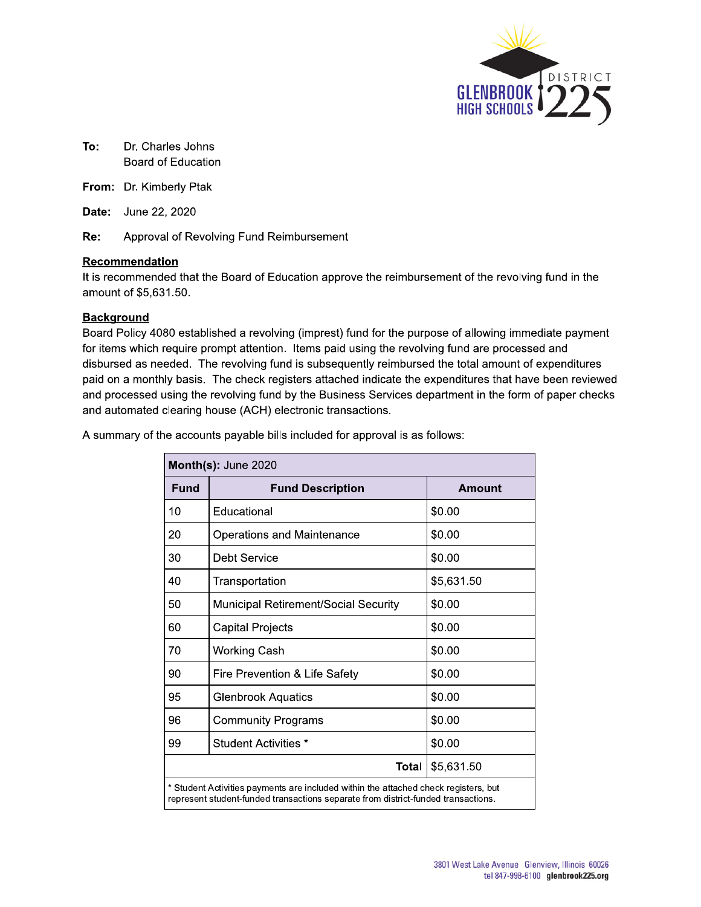**To:** Dr. Charles Johns
Board of Education

**From:** Dr. Kimberly Ptak

**Date:** June 22, 2020

**Re:** Approval of Revolving Fund Reimbursement

## Recommendation

It is recommended that the Board of Education approve the reimbursement of the revolving fund in the amount of $5,631.50.

## Background

Board Policy 4080 established a revolving (imprest) fund for the purpose of allowing immediate payment for items which require prompt attention. Items paid using the revolving fund are processed and disbursed as needed. The revolving fund is subsequently reimbursed the total amount of expenditures paid on a monthly basis. The check registers attached indicate the expenditures that have been reviewed and processed using the revolving fund by the Business Services department in the form of paper checks and automated clearing house (ACH) electronic transactions.

A summary of the accounts payable bills included for approval is as follows:

| **Month(s):** June 2020 | | |
|---|---|---|
| **Fund** | **Fund Description** | **Amount** |
| 10 | Educational | $0.00 |
| 20 | Operations and Maintenance | $0.00 |
| 30 | Debt Service | $0.00 |
| 40 | Transportation | $5,631.50 |
| 50 | Municipal Retirement/Social Security | $0.00 |
| 60 | Capital Projects | $0.00 |
| 70 | Working Cash | $0.00 |
| 90 | Fire Prevention & Life Safety | $0.00 |
| 95 | Glenbrook Aquatics | $0.00 |
| 96 | Community Programs | $0.00 |
| 99 | Student Activities * | $0.00 |
| | **Total** | $5,631.50 |
| * Student Activities payments are included within the attached check registers, but represent student-funded transactions separate from district-funded transactions. | | |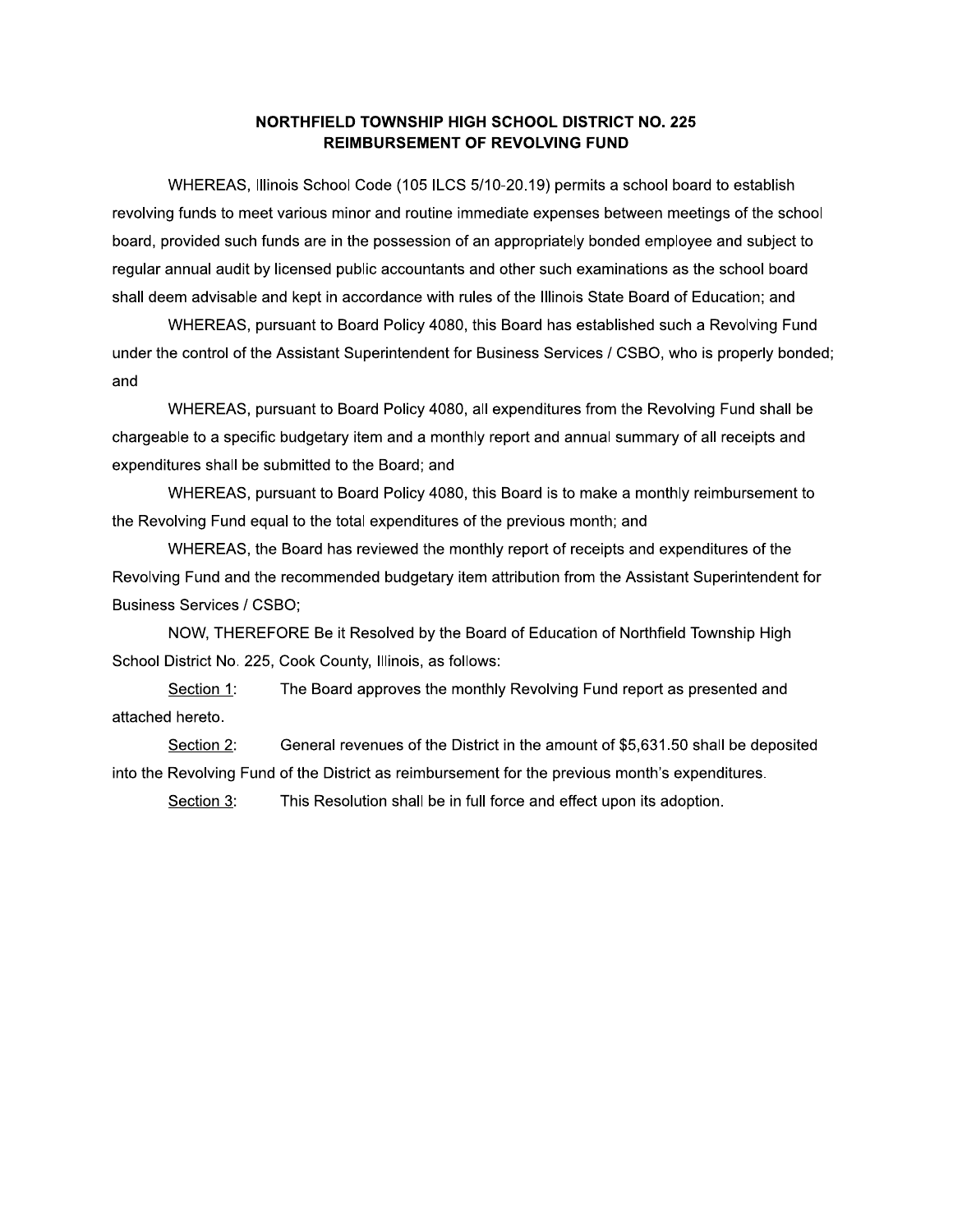## NORTHFIELD TOWNSHIP HIGH SCHOOL DISTRICT NO. 225
## REIMBURSEMENT OF REVOLVING FUND

WHEREAS, Illinois School Code (105 ILCS 5/10-20.19) permits a school board to establish revolving funds to meet various minor and routine immediate expenses between meetings of the school board, provided such funds are in the possession of an appropriately bonded employee and subject to regular annual audit by licensed public accountants and other such examinations as the school board shall deem advisable and kept in accordance with rules of the Illinois State Board of Education; and

WHEREAS, pursuant to Board Policy 4080, this Board has established such a Revolving Fund under the control of the Assistant Superintendent for Business Services / CSBO, who is properly bonded; and

WHEREAS, pursuant to Board Policy 4080, all expenditures from the Revolving Fund shall be chargeable to a specific budgetary item and a monthly report and annual summary of all receipts and expenditures shall be submitted to the Board; and

WHEREAS, pursuant to Board Policy 4080, this Board is to make a monthly reimbursement to the Revolving Fund equal to the total expenditures of the previous month; and

WHEREAS, the Board has reviewed the monthly report of receipts and expenditures of the Revolving Fund and the recommended budgetary item attribution from the Assistant Superintendent for Business Services / CSBO;

NOW, THEREFORE Be it Resolved by the Board of Education of Northfield Township High School District No. 225, Cook County, Illinois, as follows:

<u>Section 1</u>: The Board approves the monthly Revolving Fund report as presented and attached hereto.

<u>Section 2</u>: General revenues of the District in the amount of $5,631.50 shall be deposited into the Revolving Fund of the District as reimbursement for the previous month's expenditures.

<u>Section 3</u>: This Resolution shall be in full force and effect upon its adoption.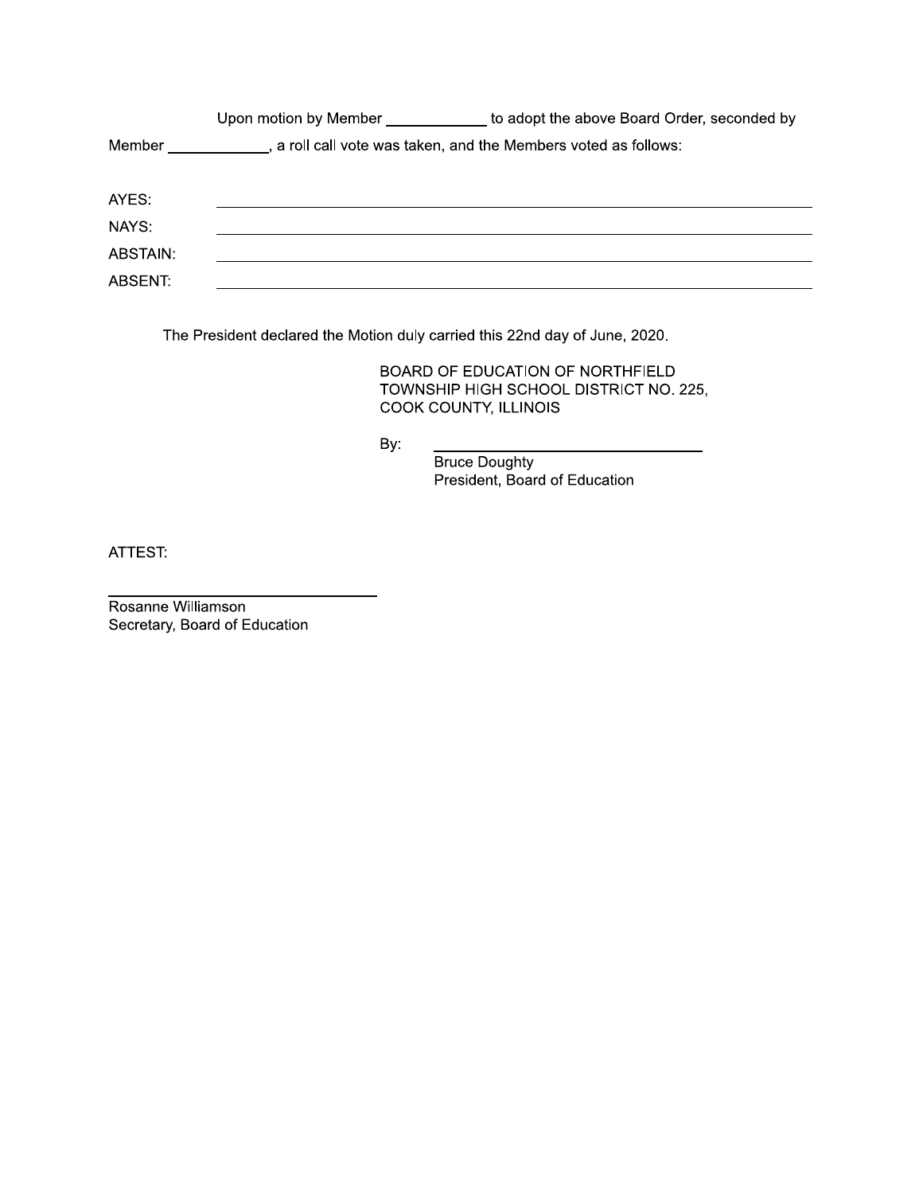Upon motion by Member ____________ to adopt the above Board Order, seconded by Member ____________, a roll call vote was taken, and the Members voted as follows:

AYES: ______________________________________________

NAYS: ______________________________________________

ABSTAIN: ______________________________________________

ABSENT: ______________________________________________

The President declared the Motion duly carried this 22nd day of June, 2020.

BOARD OF EDUCATION OF NORTHFIELD
TOWNSHIP HIGH SCHOOL DISTRICT NO. 225,
COOK COUNTY, ILLINOIS

By: ______________________________
Bruce Doughty
President, Board of Education

ATTEST:

______________________________
Rosanne Williamson
Secretary, Board of Education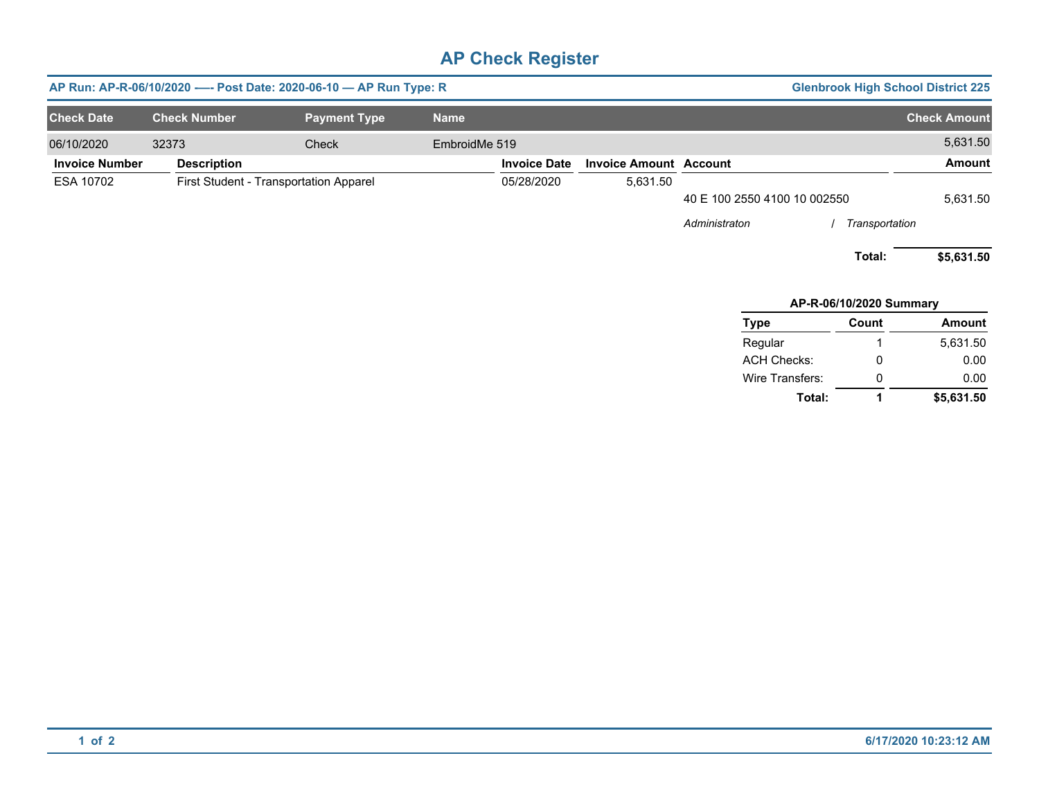# AP Check Register

**AP Run: AP-R-06/10/2020 -—- Post Date: 2020-06-10 — AP Run Type: R** | **Glenbrook High School District 225**

| Check Date | Check Number | Payment Type | Name | Check Amount |
|---|---|---|---|---|
| 06/10/2020 | 32373 | Check | EmbroidMe 519 | 5,631.50 |

| Invoice Number | Description | Invoice Date | Invoice Amount | Account | Amount |
|---|---|---|---|---|---|
| ESA 10702 | First Student - Transportation Apparel | 05/28/2020 | 5,631.50 | | |
| | | | | 40 E 100 2550 4100 10 002550 | 5,631.50 |
| | | | | *Administraton / Transportation* | |
| | | | | **Total:** | **$5,631.50** |

**AP-R-06/10/2020 Summary**

| Type | Count | Amount |
|---|---|---|
| Regular | 1 | 5,631.50 |
| ACH Checks: | 0 | 0.00 |
| Wire Transfers: | 0 | 0.00 |
| **Total:** | **1** | **$5,631.50** |

6/17/2020 10:23:12 AM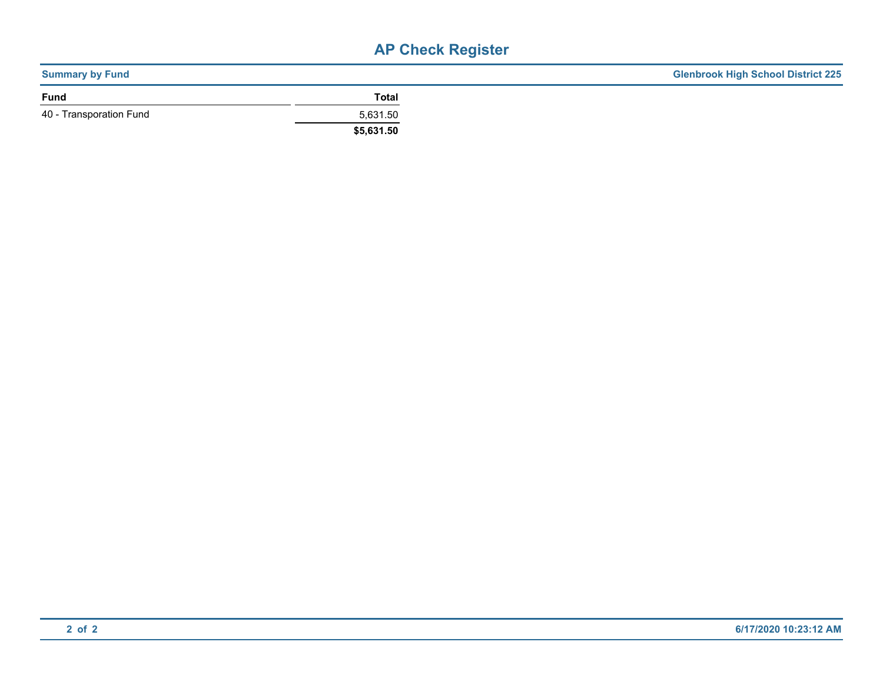# AP Check Register

**Summary by Fund** — **Glenbrook High School District 225**

| Fund | Total |
|---|---|
| 40 - Transporation Fund | 5,631.50 |
| | **$5,631.50** |